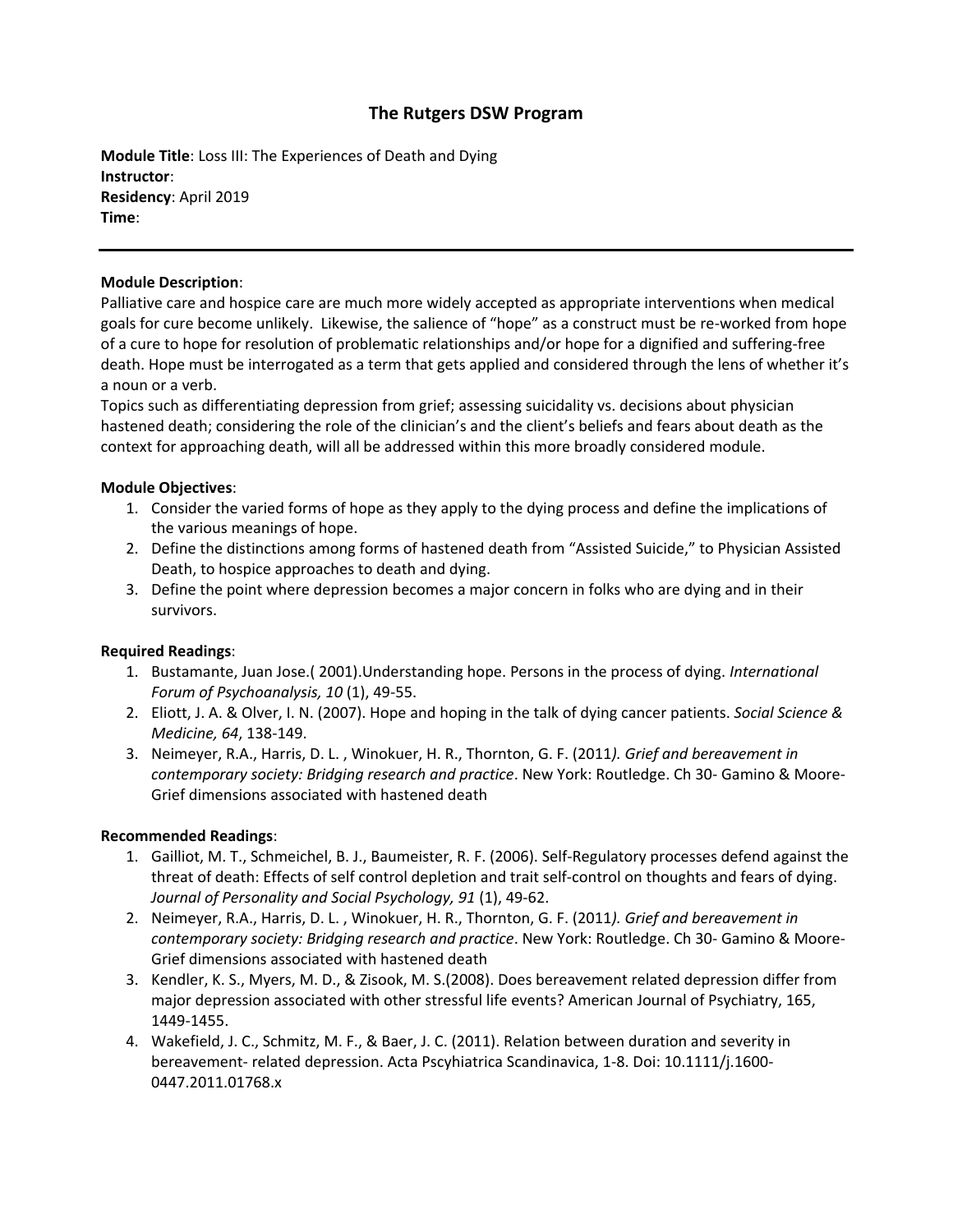# The Rutgers DSW Program

**Module Title**: Loss III: The Experiences of Death and Dying
**Instructor**:
**Residency**: April 2019
**Time**:

---

**Module Description**:
Palliative care and hospice care are much more widely accepted as appropriate interventions when medical goals for cure become unlikely. Likewise, the salience of "hope" as a construct must be re-worked from hope of a cure to hope for resolution of problematic relationships and/or hope for a dignified and suffering-free death. Hope must be interrogated as a term that gets applied and considered through the lens of whether it's a noun or a verb.
Topics such as differentiating depression from grief; assessing suicidality vs. decisions about physician hastened death; considering the role of the clinician's and the client's beliefs and fears about death as the context for approaching death, will all be addressed within this more broadly considered module.

**Module Objectives**:

1. Consider the varied forms of hope as they apply to the dying process and define the implications of the various meanings of hope.
2. Define the distinctions among forms of hastened death from "Assisted Suicide," to Physician Assisted Death, to hospice approaches to death and dying.
3. Define the point where depression becomes a major concern in folks who are dying and in their survivors.

**Required Readings**:

1. Bustamante, Juan Jose.( 2001).Understanding hope. Persons in the process of dying. *International Forum of Psychoanalysis, 10* (1), 49-55.
2. Eliott, J. A. & Olver, I. N. (2007). Hope and hoping in the talk of dying cancer patients. *Social Science & Medicine, 64*, 138-149.
3. Neimeyer, R.A., Harris, D. L. , Winokuer, H. R., Thornton, G. F. (2011*). Grief and bereavement in contemporary society: Bridging research and practice*. New York: Routledge. Ch 30- Gamino & Moore- Grief dimensions associated with hastened death

**Recommended Readings**:

1. Gailliot, M. T., Schmeichel, B. J., Baumeister, R. F. (2006). Self-Regulatory processes defend against the threat of death: Effects of self control depletion and trait self-control on thoughts and fears of dying. *Journal of Personality and Social Psychology, 91* (1), 49-62.
2. Neimeyer, R.A., Harris, D. L. , Winokuer, H. R., Thornton, G. F. (2011*). Grief and bereavement in contemporary society: Bridging research and practice*. New York: Routledge. Ch 30- Gamino & Moore- Grief dimensions associated with hastened death
3. Kendler, K. S., Myers, M. D., & Zisook, M. S.(2008). Does bereavement related depression differ from major depression associated with other stressful life events? American Journal of Psychiatry, 165, 1449-1455.
4. Wakefield, J. C., Schmitz, M. F., & Baer, J. C. (2011). Relation between duration and severity in bereavement- related depression. Acta Pscyhiatrica Scandinavica, 1-8. Doi: 10.1111/j.1600-0447.2011.01768.x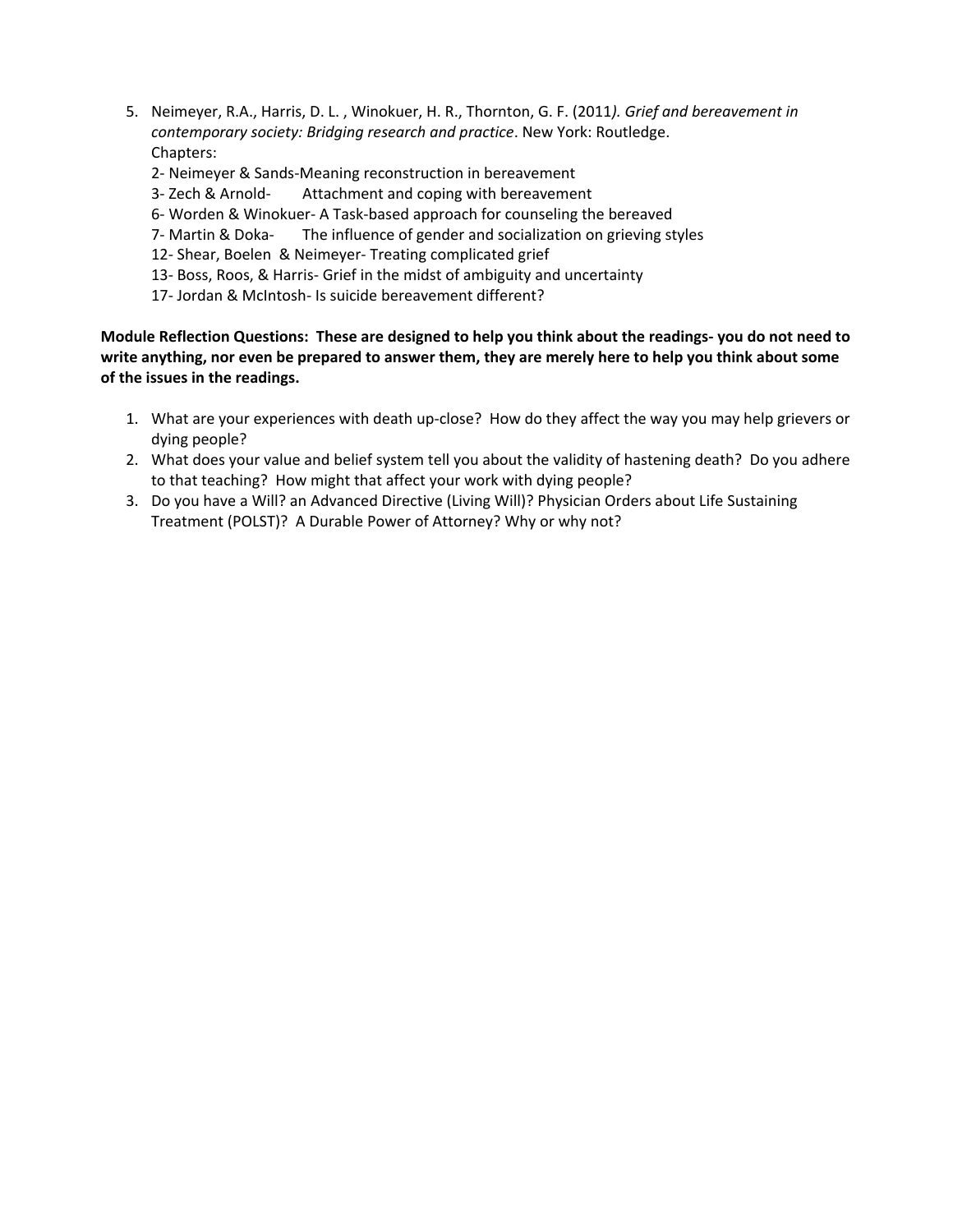5. Neimeyer, R.A., Harris, D. L. , Winokuer, H. R., Thornton, G. F. (2011*). Grief and bereavement in contemporary society: Bridging research and practice*. New York: Routledge.
   Chapters:
   2- Neimeyer & Sands-Meaning reconstruction in bereavement
   3- Zech & Arnold- Attachment and coping with bereavement
   6- Worden & Winokuer- A Task-based approach for counseling the bereaved
   7- Martin & Doka- The influence of gender and socialization on grieving styles
   12- Shear, Boelen & Neimeyer- Treating complicated grief
   13- Boss, Roos, & Harris- Grief in the midst of ambiguity and uncertainty
   17- Jordan & McIntosh- Is suicide bereavement different?

**Module Reflection Questions: These are designed to help you think about the readings- you do not need to write anything, nor even be prepared to answer them, they are merely here to help you think about some of the issues in the readings.**

1. What are your experiences with death up-close? How do they affect the way you may help grievers or dying people?
2. What does your value and belief system tell you about the validity of hastening death? Do you adhere to that teaching? How might that affect your work with dying people?
3. Do you have a Will? an Advanced Directive (Living Will)? Physician Orders about Life Sustaining Treatment (POLST)? A Durable Power of Attorney? Why or why not?